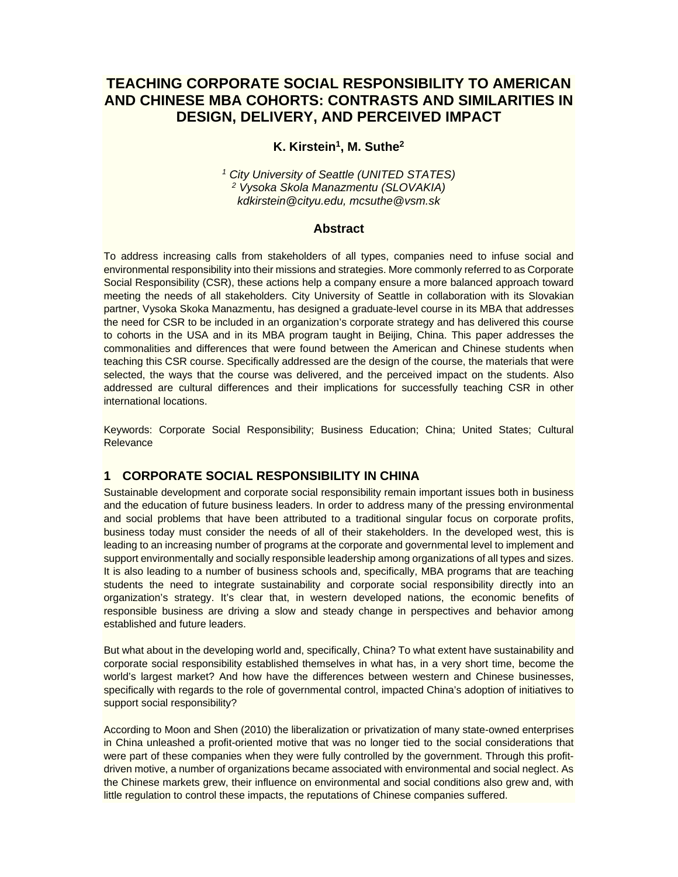# TEACHING CORPORATE SOCIAL RESPONSIBILITY TO AMERICAN AND CHINESE MBA COHORTS: CONTRASTS AND SIMILARITIES IN DESIGN, DELIVERY, AND PERCEIVED IMPACT

**K. Kirstein[1], M. Suthe[2]**

*[1] City University of Seattle (UNITED STATES)*
*[2] Vysoka Skola Manazmentu (SLOVAKIA)*
*kdkirstein@cityu.edu, mcsuthe@vsm.sk*

## Abstract

To address increasing calls from stakeholders of all types, companies need to infuse social and environmental responsibility into their missions and strategies. More commonly referred to as Corporate Social Responsibility (CSR), these actions help a company ensure a more balanced approach toward meeting the needs of all stakeholders. City University of Seattle in collaboration with its Slovakian partner, Vysoka Skoka Manazmentu, has designed a graduate-level course in its MBA that addresses the need for CSR to be included in an organization's corporate strategy and has delivered this course to cohorts in the USA and in its MBA program taught in Beijing, China. This paper addresses the commonalities and differences that were found between the American and Chinese students when teaching this CSR course. Specifically addressed are the design of the course, the materials that were selected, the ways that the course was delivered, and the perceived impact on the students. Also addressed are cultural differences and their implications for successfully teaching CSR in other international locations.

Keywords: Corporate Social Responsibility; Business Education; China; United States; Cultural Relevance

## 1 CORPORATE SOCIAL RESPONSIBILITY IN CHINA

Sustainable development and corporate social responsibility remain important issues both in business and the education of future business leaders. In order to address many of the pressing environmental and social problems that have been attributed to a traditional singular focus on corporate profits, business today must consider the needs of all of their stakeholders. In the developed west, this is leading to an increasing number of programs at the corporate and governmental level to implement and support environmentally and socially responsible leadership among organizations of all types and sizes. It is also leading to a number of business schools and, specifically, MBA programs that are teaching students the need to integrate sustainability and corporate social responsibility directly into an organization's strategy. It's clear that, in western developed nations, the economic benefits of responsible business are driving a slow and steady change in perspectives and behavior among established and future leaders.

But what about in the developing world and, specifically, China? To what extent have sustainability and corporate social responsibility established themselves in what has, in a very short time, become the world's largest market? And how have the differences between western and Chinese businesses, specifically with regards to the role of governmental control, impacted China's adoption of initiatives to support social responsibility?

According to Moon and Shen (2010) the liberalization or privatization of many state-owned enterprises in China unleashed a profit-oriented motive that was no longer tied to the social considerations that were part of these companies when they were fully controlled by the government. Through this profit-driven motive, a number of organizations became associated with environmental and social neglect. As the Chinese markets grew, their influence on environmental and social conditions also grew and, with little regulation to control these impacts, the reputations of Chinese companies suffered.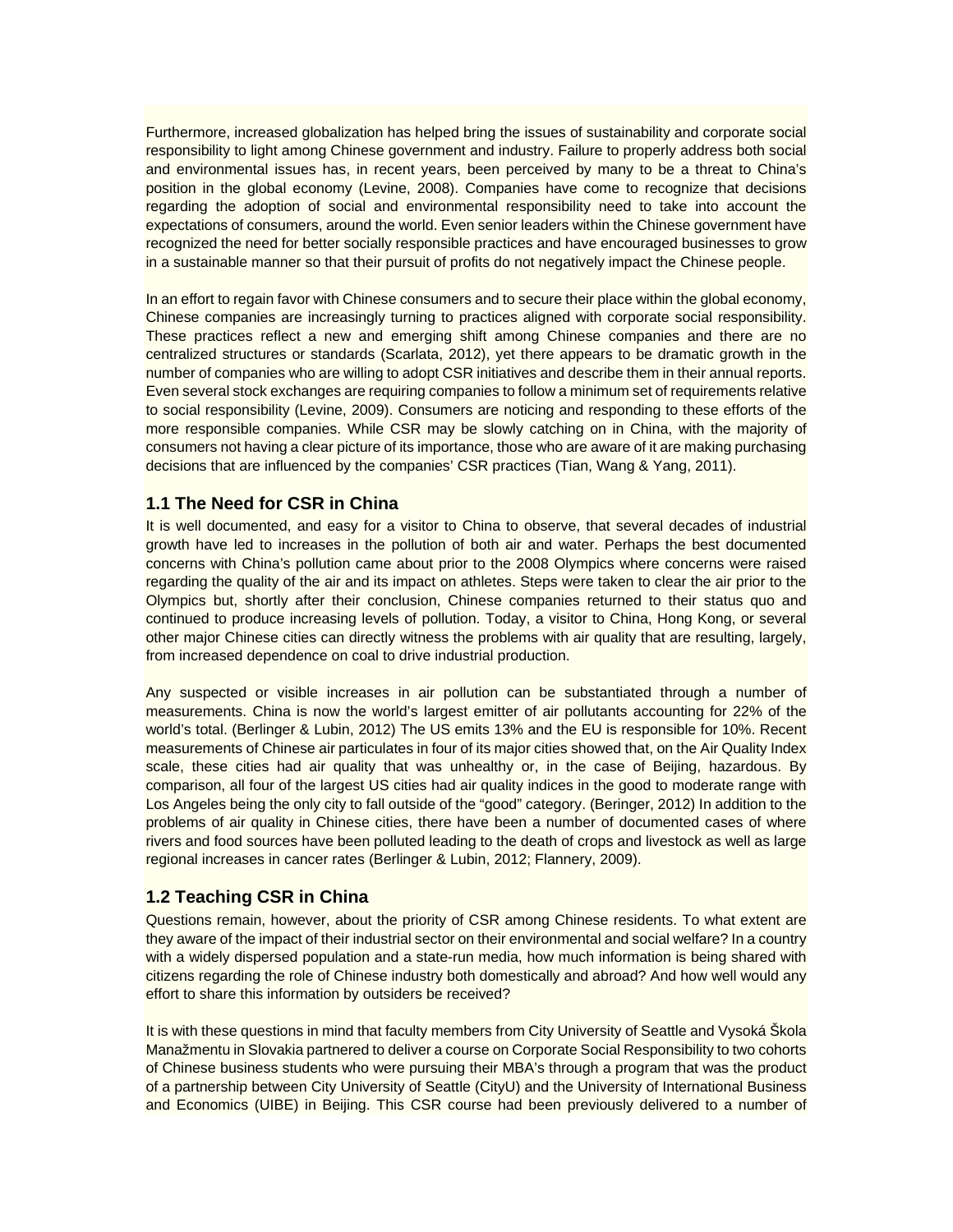Furthermore, increased globalization has helped bring the issues of sustainability and corporate social responsibility to light among Chinese government and industry. Failure to properly address both social and environmental issues has, in recent years, been perceived by many to be a threat to China's position in the global economy (Levine, 2008). Companies have come to recognize that decisions regarding the adoption of social and environmental responsibility need to take into account the expectations of consumers, around the world. Even senior leaders within the Chinese government have recognized the need for better socially responsible practices and have encouraged businesses to grow in a sustainable manner so that their pursuit of profits do not negatively impact the Chinese people.

In an effort to regain favor with Chinese consumers and to secure their place within the global economy, Chinese companies are increasingly turning to practices aligned with corporate social responsibility. These practices reflect a new and emerging shift among Chinese companies and there are no centralized structures or standards (Scarlata, 2012), yet there appears to be dramatic growth in the number of companies who are willing to adopt CSR initiatives and describe them in their annual reports. Even several stock exchanges are requiring companies to follow a minimum set of requirements relative to social responsibility (Levine, 2009). Consumers are noticing and responding to these efforts of the more responsible companies. While CSR may be slowly catching on in China, with the majority of consumers not having a clear picture of its importance, those who are aware of it are making purchasing decisions that are influenced by the companies' CSR practices (Tian, Wang & Yang, 2011).

## 1.1 The Need for CSR in China

It is well documented, and easy for a visitor to China to observe, that several decades of industrial growth have led to increases in the pollution of both air and water. Perhaps the best documented concerns with China's pollution came about prior to the 2008 Olympics where concerns were raised regarding the quality of the air and its impact on athletes. Steps were taken to clear the air prior to the Olympics but, shortly after their conclusion, Chinese companies returned to their status quo and continued to produce increasing levels of pollution. Today, a visitor to China, Hong Kong, or several other major Chinese cities can directly witness the problems with air quality that are resulting, largely, from increased dependence on coal to drive industrial production.

Any suspected or visible increases in air pollution can be substantiated through a number of measurements. China is now the world's largest emitter of air pollutants accounting for 22% of the world's total. (Berlinger & Lubin, 2012) The US emits 13% and the EU is responsible for 10%. Recent measurements of Chinese air particulates in four of its major cities showed that, on the Air Quality Index scale, these cities had air quality that was unhealthy or, in the case of Beijing, hazardous. By comparison, all four of the largest US cities had air quality indices in the good to moderate range with Los Angeles being the only city to fall outside of the "good" category. (Beringer, 2012) In addition to the problems of air quality in Chinese cities, there have been a number of documented cases of where rivers and food sources have been polluted leading to the death of crops and livestock as well as large regional increases in cancer rates (Berlinger & Lubin, 2012; Flannery, 2009).

## 1.2 Teaching CSR in China

Questions remain, however, about the priority of CSR among Chinese residents. To what extent are they aware of the impact of their industrial sector on their environmental and social welfare? In a country with a widely dispersed population and a state-run media, how much information is being shared with citizens regarding the role of Chinese industry both domestically and abroad? And how well would any effort to share this information by outsiders be received?

It is with these questions in mind that faculty members from City University of Seattle and Vysoká Škola Manažmentu in Slovakia partnered to deliver a course on Corporate Social Responsibility to two cohorts of Chinese business students who were pursuing their MBA's through a program that was the product of a partnership between City University of Seattle (CityU) and the University of International Business and Economics (UIBE) in Beijing. This CSR course had been previously delivered to a number of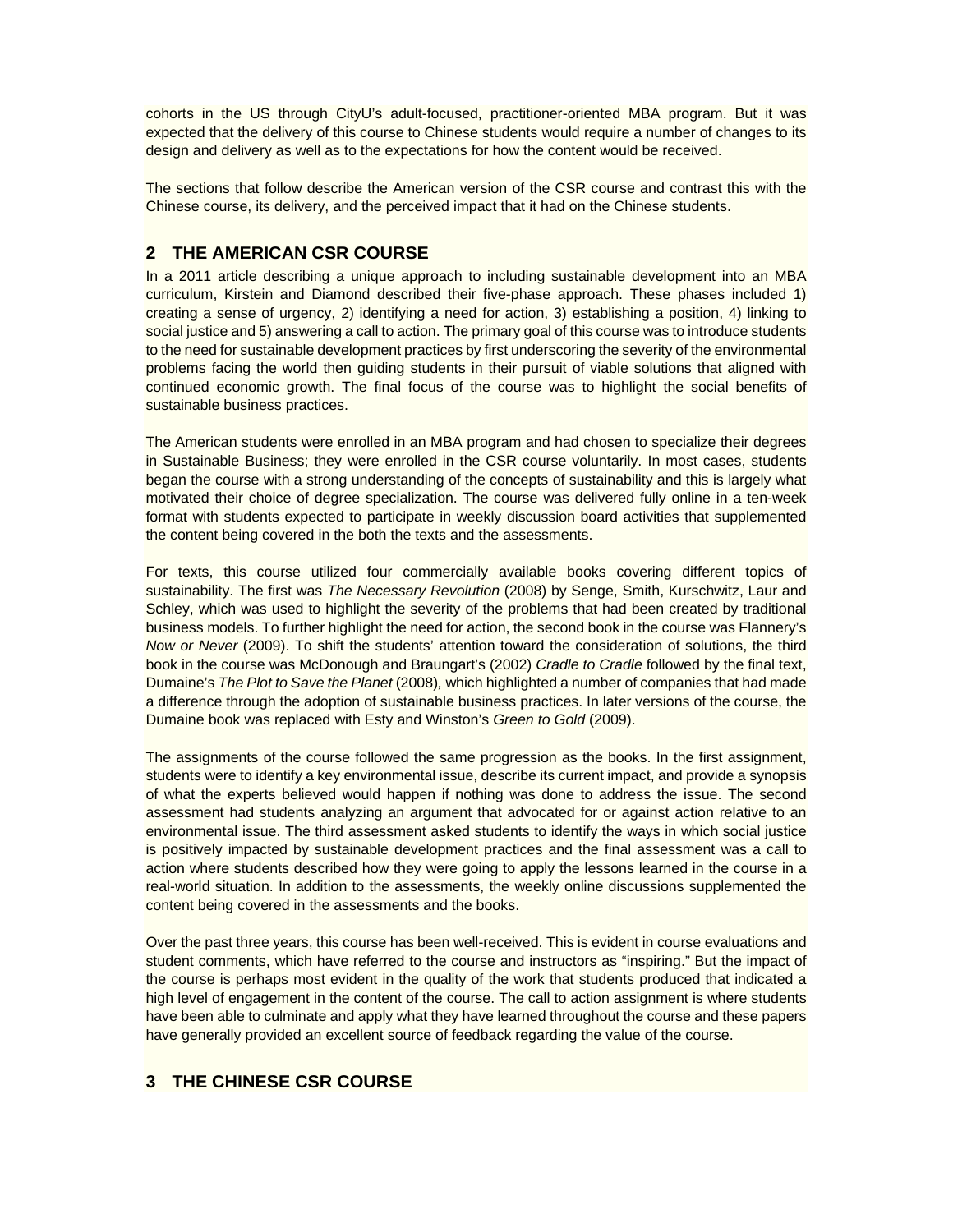cohorts in the US through CityU's adult-focused, practitioner-oriented MBA program. But it was expected that the delivery of this course to Chinese students would require a number of changes to its design and delivery as well as to the expectations for how the content would be received.

The sections that follow describe the American version of the CSR course and contrast this with the Chinese course, its delivery, and the perceived impact that it had on the Chinese students.

## 2 THE AMERICAN CSR COURSE

In a 2011 article describing a unique approach to including sustainable development into an MBA curriculum, Kirstein and Diamond described their five-phase approach. These phases included 1) creating a sense of urgency, 2) identifying a need for action, 3) establishing a position, 4) linking to social justice and 5) answering a call to action. The primary goal of this course was to introduce students to the need for sustainable development practices by first underscoring the severity of the environmental problems facing the world then guiding students in their pursuit of viable solutions that aligned with continued economic growth. The final focus of the course was to highlight the social benefits of sustainable business practices.

The American students were enrolled in an MBA program and had chosen to specialize their degrees in Sustainable Business; they were enrolled in the CSR course voluntarily. In most cases, students began the course with a strong understanding of the concepts of sustainability and this is largely what motivated their choice of degree specialization. The course was delivered fully online in a ten-week format with students expected to participate in weekly discussion board activities that supplemented the content being covered in the both the texts and the assessments.

For texts, this course utilized four commercially available books covering different topics of sustainability. The first was *The Necessary Revolution* (2008) by Senge, Smith, Kurschwitz, Laur and Schley, which was used to highlight the severity of the problems that had been created by traditional business models. To further highlight the need for action, the second book in the course was Flannery's *Now or Never* (2009). To shift the students' attention toward the consideration of solutions, the third book in the course was McDonough and Braungart's (2002) *Cradle to Cradle* followed by the final text, Dumaine's *The Plot to Save the Planet* (2008), which highlighted a number of companies that had made a difference through the adoption of sustainable business practices. In later versions of the course, the Dumaine book was replaced with Esty and Winston's *Green to Gold* (2009).

The assignments of the course followed the same progression as the books. In the first assignment, students were to identify a key environmental issue, describe its current impact, and provide a synopsis of what the experts believed would happen if nothing was done to address the issue. The second assessment had students analyzing an argument that advocated for or against action relative to an environmental issue. The third assessment asked students to identify the ways in which social justice is positively impacted by sustainable development practices and the final assessment was a call to action where students described how they were going to apply the lessons learned in the course in a real-world situation. In addition to the assessments, the weekly online discussions supplemented the content being covered in the assessments and the books.

Over the past three years, this course has been well-received. This is evident in course evaluations and student comments, which have referred to the course and instructors as "inspiring." But the impact of the course is perhaps most evident in the quality of the work that students produced that indicated a high level of engagement in the content of the course. The call to action assignment is where students have been able to culminate and apply what they have learned throughout the course and these papers have generally provided an excellent source of feedback regarding the value of the course.

## 3 THE CHINESE CSR COURSE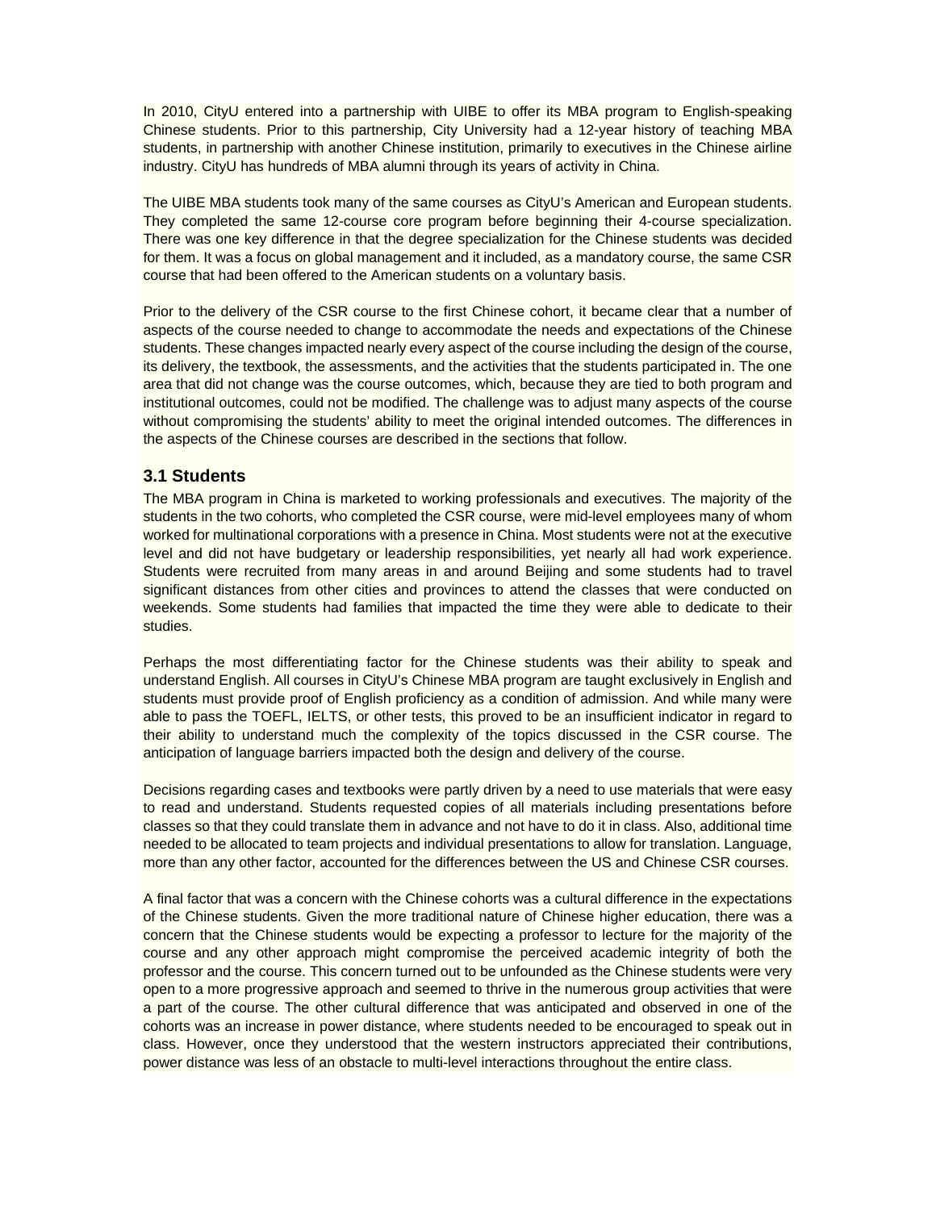In 2010, CityU entered into a partnership with UIBE to offer its MBA program to English-speaking Chinese students. Prior to this partnership, City University had a 12-year history of teaching MBA students, in partnership with another Chinese institution, primarily to executives in the Chinese airline industry. CityU has hundreds of MBA alumni through its years of activity in China.

The UIBE MBA students took many of the same courses as CityU's American and European students. They completed the same 12-course core program before beginning their 4-course specialization. There was one key difference in that the degree specialization for the Chinese students was decided for them. It was a focus on global management and it included, as a mandatory course, the same CSR course that had been offered to the American students on a voluntary basis.

Prior to the delivery of the CSR course to the first Chinese cohort, it became clear that a number of aspects of the course needed to change to accommodate the needs and expectations of the Chinese students. These changes impacted nearly every aspect of the course including the design of the course, its delivery, the textbook, the assessments, and the activities that the students participated in. The one area that did not change was the course outcomes, which, because they are tied to both program and institutional outcomes, could not be modified. The challenge was to adjust many aspects of the course without compromising the students' ability to meet the original intended outcomes. The differences in the aspects of the Chinese courses are described in the sections that follow.

### 3.1 Students

The MBA program in China is marketed to working professionals and executives. The majority of the students in the two cohorts, who completed the CSR course, were mid-level employees many of whom worked for multinational corporations with a presence in China. Most students were not at the executive level and did not have budgetary or leadership responsibilities, yet nearly all had work experience. Students were recruited from many areas in and around Beijing and some students had to travel significant distances from other cities and provinces to attend the classes that were conducted on weekends. Some students had families that impacted the time they were able to dedicate to their studies.

Perhaps the most differentiating factor for the Chinese students was their ability to speak and understand English. All courses in CityU's Chinese MBA program are taught exclusively in English and students must provide proof of English proficiency as a condition of admission. And while many were able to pass the TOEFL, IELTS, or other tests, this proved to be an insufficient indicator in regard to their ability to understand much the complexity of the topics discussed in the CSR course. The anticipation of language barriers impacted both the design and delivery of the course.

Decisions regarding cases and textbooks were partly driven by a need to use materials that were easy to read and understand. Students requested copies of all materials including presentations before classes so that they could translate them in advance and not have to do it in class. Also, additional time needed to be allocated to team projects and individual presentations to allow for translation. Language, more than any other factor, accounted for the differences between the US and Chinese CSR courses.

A final factor that was a concern with the Chinese cohorts was a cultural difference in the expectations of the Chinese students. Given the more traditional nature of Chinese higher education, there was a concern that the Chinese students would be expecting a professor to lecture for the majority of the course and any other approach might compromise the perceived academic integrity of both the professor and the course. This concern turned out to be unfounded as the Chinese students were very open to a more progressive approach and seemed to thrive in the numerous group activities that were a part of the course. The other cultural difference that was anticipated and observed in one of the cohorts was an increase in power distance, where students needed to be encouraged to speak out in class. However, once they understood that the western instructors appreciated their contributions, power distance was less of an obstacle to multi-level interactions throughout the entire class.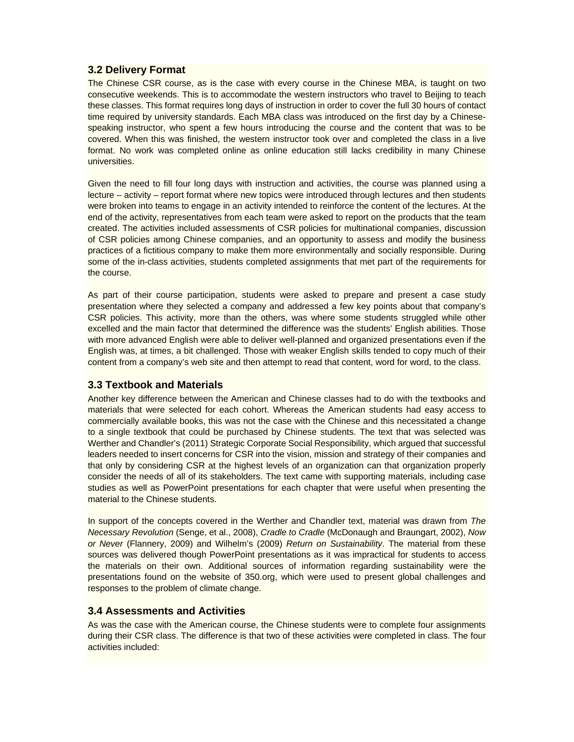### 3.2 Delivery Format

The Chinese CSR course, as is the case with every course in the Chinese MBA, is taught on two consecutive weekends. This is to accommodate the western instructors who travel to Beijing to teach these classes. This format requires long days of instruction in order to cover the full 30 hours of contact time required by university standards. Each MBA class was introduced on the first day by a Chinese-speaking instructor, who spent a few hours introducing the course and the content that was to be covered. When this was finished, the western instructor took over and completed the class in a live format. No work was completed online as online education still lacks credibility in many Chinese universities.

Given the need to fill four long days with instruction and activities, the course was planned using a lecture – activity – report format where new topics were introduced through lectures and then students were broken into teams to engage in an activity intended to reinforce the content of the lectures. At the end of the activity, representatives from each team were asked to report on the products that the team created. The activities included assessments of CSR policies for multinational companies, discussion of CSR policies among Chinese companies, and an opportunity to assess and modify the business practices of a fictitious company to make them more environmentally and socially responsible. During some of the in-class activities, students completed assignments that met part of the requirements for the course.

As part of their course participation, students were asked to prepare and present a case study presentation where they selected a company and addressed a few key points about that company's CSR policies. This activity, more than the others, was where some students struggled while other excelled and the main factor that determined the difference was the students' English abilities. Those with more advanced English were able to deliver well-planned and organized presentations even if the English was, at times, a bit challenged. Those with weaker English skills tended to copy much of their content from a company's web site and then attempt to read that content, word for word, to the class.

### 3.3 Textbook and Materials

Another key difference between the American and Chinese classes had to do with the textbooks and materials that were selected for each cohort. Whereas the American students had easy access to commercially available books, this was not the case with the Chinese and this necessitated a change to a single textbook that could be purchased by Chinese students. The text that was selected was Werther and Chandler's (2011) Strategic Corporate Social Responsibility, which argued that successful leaders needed to insert concerns for CSR into the vision, mission and strategy of their companies and that only by considering CSR at the highest levels of an organization can that organization properly consider the needs of all of its stakeholders. The text came with supporting materials, including case studies as well as PowerPoint presentations for each chapter that were useful when presenting the material to the Chinese students.

In support of the concepts covered in the Werther and Chandler text, material was drawn from *The Necessary Revolution* (Senge, et al., 2008), *Cradle to Cradle* (McDonaugh and Braungart, 2002), *Now or Never* (Flannery, 2009) and Wilhelm's (2009) *Return on Sustainability*. The material from these sources was delivered though PowerPoint presentations as it was impractical for students to access the materials on their own. Additional sources of information regarding sustainability were the presentations found on the website of 350.org, which were used to present global challenges and responses to the problem of climate change.

### 3.4 Assessments and Activities

As was the case with the American course, the Chinese students were to complete four assignments during their CSR class. The difference is that two of these activities were completed in class. The four activities included: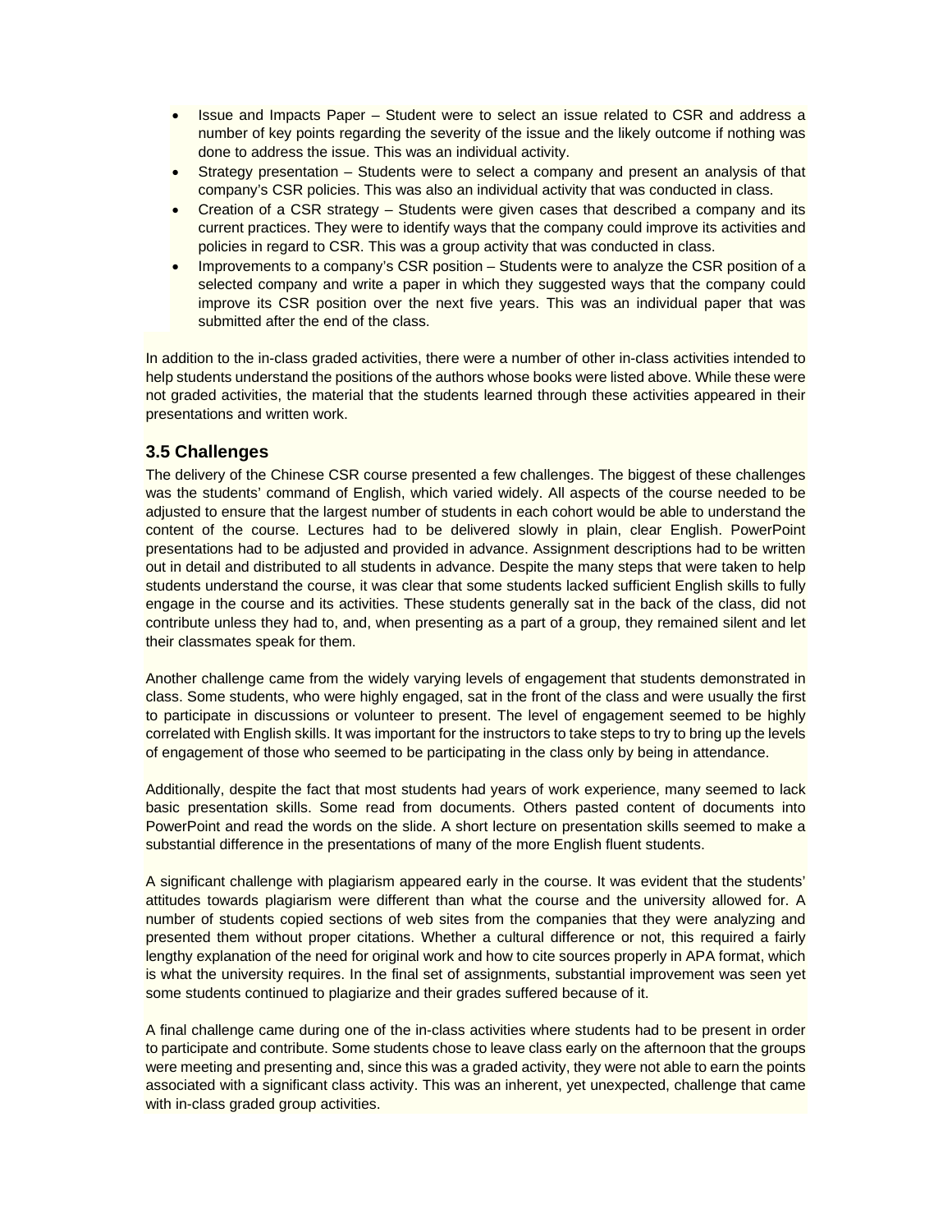- Issue and Impacts Paper – Student were to select an issue related to CSR and address a number of key points regarding the severity of the issue and the likely outcome if nothing was done to address the issue. This was an individual activity.
- Strategy presentation – Students were to select a company and present an analysis of that company's CSR policies. This was also an individual activity that was conducted in class.
- Creation of a CSR strategy – Students were given cases that described a company and its current practices. They were to identify ways that the company could improve its activities and policies in regard to CSR. This was a group activity that was conducted in class.
- Improvements to a company's CSR position – Students were to analyze the CSR position of a selected company and write a paper in which they suggested ways that the company could improve its CSR position over the next five years. This was an individual paper that was submitted after the end of the class.

In addition to the in-class graded activities, there were a number of other in-class activities intended to help students understand the positions of the authors whose books were listed above. While these were not graded activities, the material that the students learned through these activities appeared in their presentations and written work.

### 3.5 Challenges

The delivery of the Chinese CSR course presented a few challenges. The biggest of these challenges was the students' command of English, which varied widely. All aspects of the course needed to be adjusted to ensure that the largest number of students in each cohort would be able to understand the content of the course. Lectures had to be delivered slowly in plain, clear English. PowerPoint presentations had to be adjusted and provided in advance. Assignment descriptions had to be written out in detail and distributed to all students in advance. Despite the many steps that were taken to help students understand the course, it was clear that some students lacked sufficient English skills to fully engage in the course and its activities. These students generally sat in the back of the class, did not contribute unless they had to, and, when presenting as a part of a group, they remained silent and let their classmates speak for them.

Another challenge came from the widely varying levels of engagement that students demonstrated in class. Some students, who were highly engaged, sat in the front of the class and were usually the first to participate in discussions or volunteer to present. The level of engagement seemed to be highly correlated with English skills. It was important for the instructors to take steps to try to bring up the levels of engagement of those who seemed to be participating in the class only by being in attendance.

Additionally, despite the fact that most students had years of work experience, many seemed to lack basic presentation skills. Some read from documents. Others pasted content of documents into PowerPoint and read the words on the slide. A short lecture on presentation skills seemed to make a substantial difference in the presentations of many of the more English fluent students.

A significant challenge with plagiarism appeared early in the course. It was evident that the students' attitudes towards plagiarism were different than what the course and the university allowed for. A number of students copied sections of web sites from the companies that they were analyzing and presented them without proper citations. Whether a cultural difference or not, this required a fairly lengthy explanation of the need for original work and how to cite sources properly in APA format, which is what the university requires. In the final set of assignments, substantial improvement was seen yet some students continued to plagiarize and their grades suffered because of it.

A final challenge came during one of the in-class activities where students had to be present in order to participate and contribute. Some students chose to leave class early on the afternoon that the groups were meeting and presenting and, since this was a graded activity, they were not able to earn the points associated with a significant class activity. This was an inherent, yet unexpected, challenge that came with in-class graded group activities.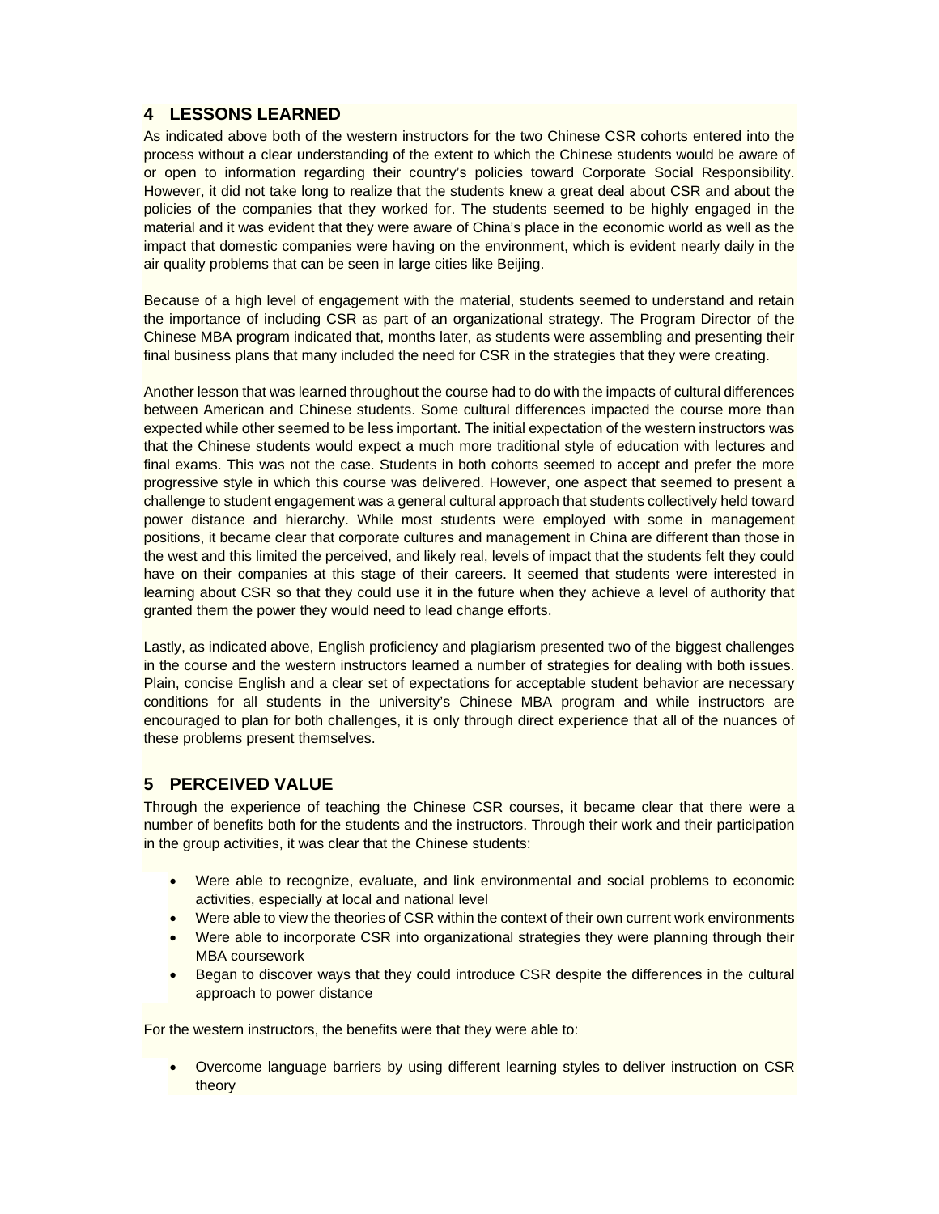## 4 LESSONS LEARNED

As indicated above both of the western instructors for the two Chinese CSR cohorts entered into the process without a clear understanding of the extent to which the Chinese students would be aware of or open to information regarding their country's policies toward Corporate Social Responsibility. However, it did not take long to realize that the students knew a great deal about CSR and about the policies of the companies that they worked for. The students seemed to be highly engaged in the material and it was evident that they were aware of China's place in the economic world as well as the impact that domestic companies were having on the environment, which is evident nearly daily in the air quality problems that can be seen in large cities like Beijing.

Because of a high level of engagement with the material, students seemed to understand and retain the importance of including CSR as part of an organizational strategy. The Program Director of the Chinese MBA program indicated that, months later, as students were assembling and presenting their final business plans that many included the need for CSR in the strategies that they were creating.

Another lesson that was learned throughout the course had to do with the impacts of cultural differences between American and Chinese students. Some cultural differences impacted the course more than expected while other seemed to be less important. The initial expectation of the western instructors was that the Chinese students would expect a much more traditional style of education with lectures and final exams. This was not the case. Students in both cohorts seemed to accept and prefer the more progressive style in which this course was delivered. However, one aspect that seemed to present a challenge to student engagement was a general cultural approach that students collectively held toward power distance and hierarchy. While most students were employed with some in management positions, it became clear that corporate cultures and management in China are different than those in the west and this limited the perceived, and likely real, levels of impact that the students felt they could have on their companies at this stage of their careers. It seemed that students were interested in learning about CSR so that they could use it in the future when they achieve a level of authority that granted them the power they would need to lead change efforts.

Lastly, as indicated above, English proficiency and plagiarism presented two of the biggest challenges in the course and the western instructors learned a number of strategies for dealing with both issues. Plain, concise English and a clear set of expectations for acceptable student behavior are necessary conditions for all students in the university's Chinese MBA program and while instructors are encouraged to plan for both challenges, it is only through direct experience that all of the nuances of these problems present themselves.

## 5 PERCEIVED VALUE

Through the experience of teaching the Chinese CSR courses, it became clear that there were a number of benefits both for the students and the instructors. Through their work and their participation in the group activities, it was clear that the Chinese students:

- Were able to recognize, evaluate, and link environmental and social problems to economic activities, especially at local and national level
- Were able to view the theories of CSR within the context of their own current work environments
- Were able to incorporate CSR into organizational strategies they were planning through their MBA coursework
- Began to discover ways that they could introduce CSR despite the differences in the cultural approach to power distance

For the western instructors, the benefits were that they were able to:

- Overcome language barriers by using different learning styles to deliver instruction on CSR theory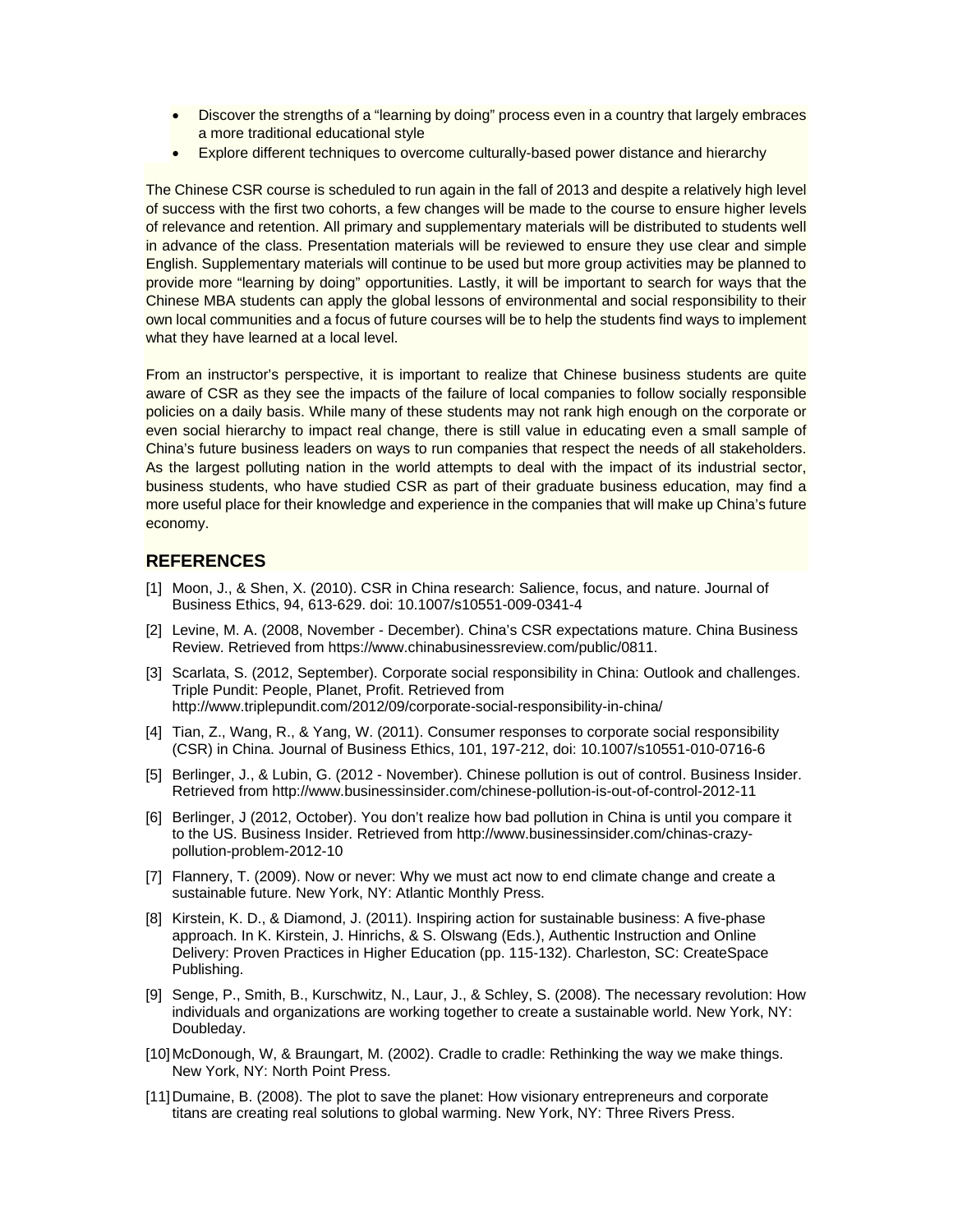- Discover the strengths of a "learning by doing" process even in a country that largely embraces a more traditional educational style
- Explore different techniques to overcome culturally-based power distance and hierarchy

The Chinese CSR course is scheduled to run again in the fall of 2013 and despite a relatively high level of success with the first two cohorts, a few changes will be made to the course to ensure higher levels of relevance and retention. All primary and supplementary materials will be distributed to students well in advance of the class. Presentation materials will be reviewed to ensure they use clear and simple English. Supplementary materials will continue to be used but more group activities may be planned to provide more "learning by doing" opportunities. Lastly, it will be important to search for ways that the Chinese MBA students can apply the global lessons of environmental and social responsibility to their own local communities and a focus of future courses will be to help the students find ways to implement what they have learned at a local level.

From an instructor's perspective, it is important to realize that Chinese business students are quite aware of CSR as they see the impacts of the failure of local companies to follow socially responsible policies on a daily basis. While many of these students may not rank high enough on the corporate or even social hierarchy to impact real change, there is still value in educating even a small sample of China's future business leaders on ways to run companies that respect the needs of all stakeholders. As the largest polluting nation in the world attempts to deal with the impact of its industrial sector, business students, who have studied CSR as part of their graduate business education, may find a more useful place for their knowledge and experience in the companies that will make up China's future economy.

## REFERENCES

[1] Moon, J., & Shen, X. (2010). CSR in China research: Salience, focus, and nature. Journal of Business Ethics, 94, 613-629. doi: 10.1007/s10551-009-0341-4

[2] Levine, M. A. (2008, November - December). China's CSR expectations mature. China Business Review. Retrieved from https://www.chinabusinessreview.com/public/0811.

[3] Scarlata, S. (2012, September). Corporate social responsibility in China: Outlook and challenges. Triple Pundit: People, Planet, Profit. Retrieved from http://www.triplepundit.com/2012/09/corporate-social-responsibility-in-china/

[4] Tian, Z., Wang, R., & Yang, W. (2011). Consumer responses to corporate social responsibility (CSR) in China. Journal of Business Ethics, 101, 197-212, doi: 10.1007/s10551-010-0716-6

[5] Berlinger, J., & Lubin, G. (2012 - November). Chinese pollution is out of control. Business Insider. Retrieved from http://www.businessinsider.com/chinese-pollution-is-out-of-control-2012-11

[6] Berlinger, J (2012, October). You don't realize how bad pollution in China is until you compare it to the US. Business Insider. Retrieved from http://www.businessinsider.com/chinas-crazy-pollution-problem-2012-10

[7] Flannery, T. (2009). Now or never: Why we must act now to end climate change and create a sustainable future. New York, NY: Atlantic Monthly Press.

[8] Kirstein, K. D., & Diamond, J. (2011). Inspiring action for sustainable business: A five-phase approach. In K. Kirstein, J. Hinrichs, & S. Olswang (Eds.), Authentic Instruction and Online Delivery: Proven Practices in Higher Education (pp. 115-132). Charleston, SC: CreateSpace Publishing.

[9] Senge, P., Smith, B., Kurschwitz, N., Laur, J., & Schley, S. (2008). The necessary revolution: How individuals and organizations are working together to create a sustainable world. New York, NY: Doubleday.

[10] McDonough, W, & Braungart, M. (2002). Cradle to cradle: Rethinking the way we make things. New York, NY: North Point Press.

[11] Dumaine, B. (2008). The plot to save the planet: How visionary entrepreneurs and corporate titans are creating real solutions to global warming. New York, NY: Three Rivers Press.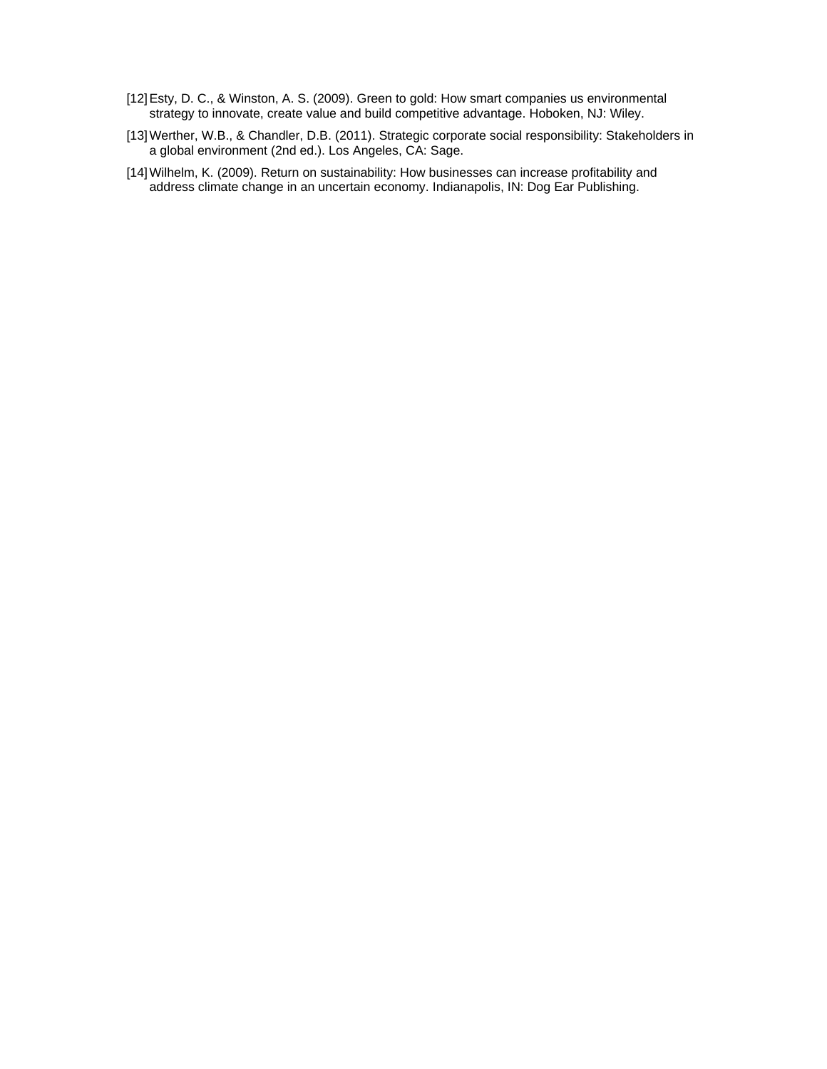[12] Esty, D. C., & Winston, A. S. (2009). Green to gold: How smart companies us environmental strategy to innovate, create value and build competitive advantage. Hoboken, NJ: Wiley.

[13] Werther, W.B., & Chandler, D.B. (2011). Strategic corporate social responsibility: Stakeholders in a global environment (2nd ed.). Los Angeles, CA: Sage.

[14] Wilhelm, K. (2009). Return on sustainability: How businesses can increase profitability and address climate change in an uncertain economy. Indianapolis, IN: Dog Ear Publishing.